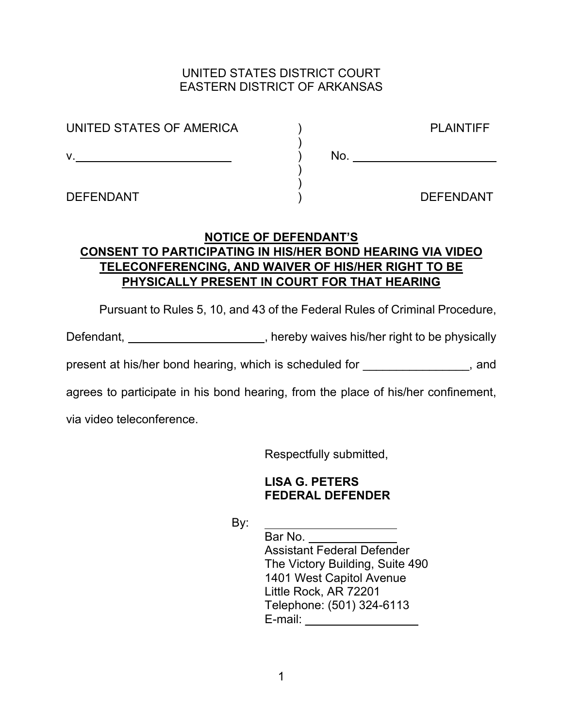UNITED STATES DISTRICT COURT
EASTERN DISTRICT OF ARKANSAS

| | | |
|---|---|---|
| UNITED STATES OF AMERICA | ) | PLAINTIFF |
| | ) | |
| v.\_\_\_\_\_\_\_\_\_\_\_\_\_\_\_\_\_\_\_\_\_\_\_\_ | ) | No. \_\_\_\_\_\_\_\_\_\_\_\_\_\_\_\_\_\_\_\_\_\_\_\_ |
| | ) | |
| | ) | |
| DEFENDANT | ) | DEFENDANT |

**NOTICE OF DEFENDANT'S CONSENT TO PARTICIPATING IN HIS/HER BOND HEARING VIA VIDEO TELECONFERENCING, AND WAIVER OF HIS/HER RIGHT TO BE PHYSICALLY PRESENT IN COURT FOR THAT HEARING**

Pursuant to Rules 5, 10, and 43 of the Federal Rules of Criminal Procedure, Defendant, \_\_\_\_\_\_\_\_\_\_\_\_\_\_\_\_\_\_\_\_\_, hereby waives his/her right to be physically present at his/her bond hearing, which is scheduled for \_\_\_\_\_\_\_\_\_\_\_\_\_\_\_\_, and agrees to participate in his bond hearing, from the place of his/her confinement, via video teleconference.

Respectfully submitted,

**LISA G. PETERS**
**FEDERAL DEFENDER**

By: \_\_\_\_\_\_\_\_\_\_\_\_\_\_\_\_\_\_\_\_\_
Bar No. \_\_\_\_\_\_\_\_\_\_\_\_\_
Assistant Federal Defender
The Victory Building, Suite 490
1401 West Capitol Avenue
Little Rock, AR 72201
Telephone: (501) 324-6113
E-mail: \_\_\_\_\_\_\_\_\_\_\_\_\_\_\_\_\_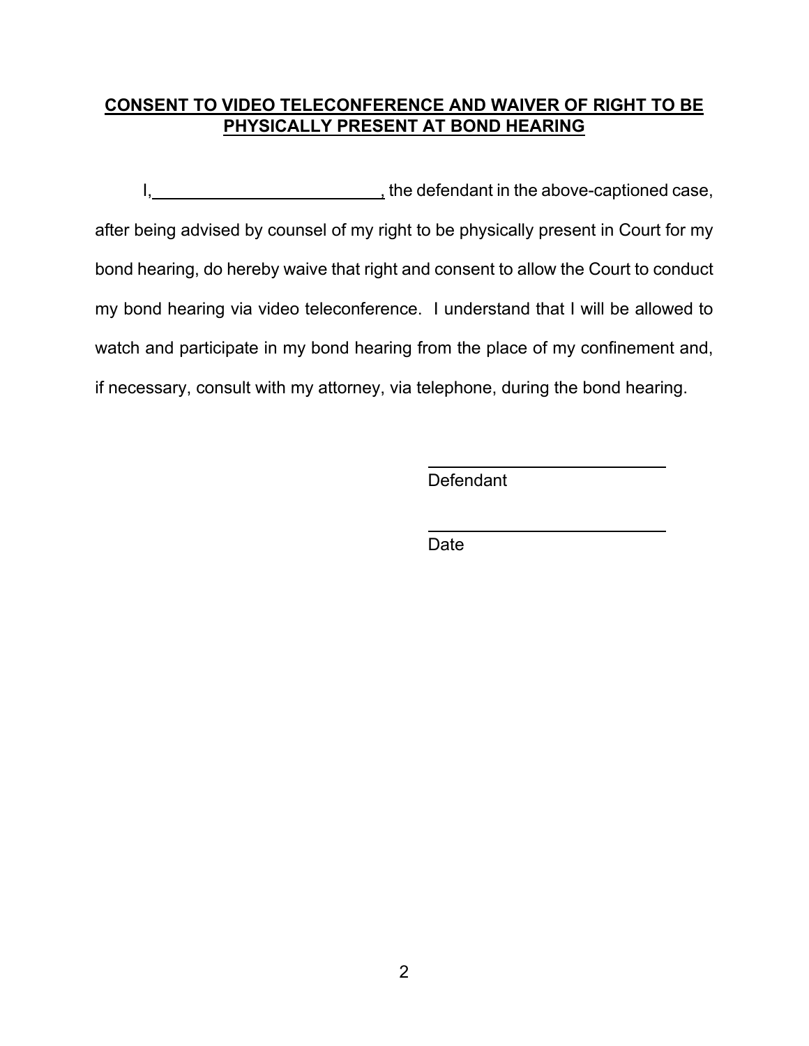**CONSENT TO VIDEO TELECONFERENCE AND WAIVER OF RIGHT TO BE PHYSICALLY PRESENT AT BOND HEARING**

I, \_\_\_\_\_\_\_\_\_\_\_\_\_\_\_\_\_\_\_\_\_\_\_\_\_\_, the defendant in the above-captioned case, after being advised by counsel of my right to be physically present in Court for my bond hearing, do hereby waive that right and consent to allow the Court to conduct my bond hearing via video teleconference. I understand that I will be allowed to watch and participate in my bond hearing from the place of my confinement and, if necessary, consult with my attorney, via telephone, during the bond hearing.

\_\_\_\_\_\_\_\_\_\_\_\_\_\_\_\_\_\_\_\_\_\_\_\_\_\_
Defendant

\_\_\_\_\_\_\_\_\_\_\_\_\_\_\_\_\_\_\_\_\_\_\_\_\_\_
Date